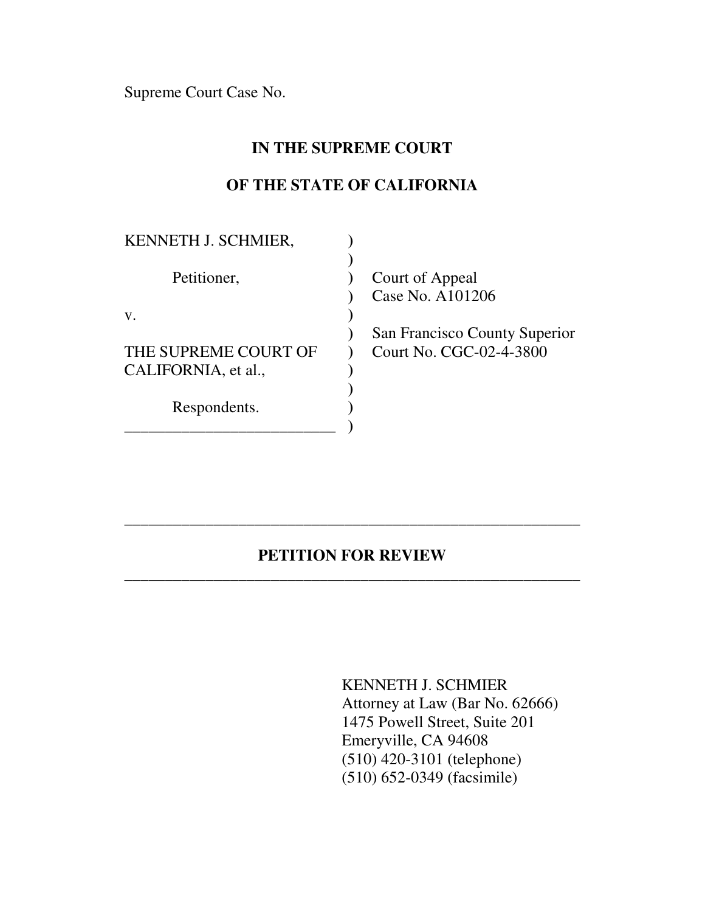Supreme Court Case No.

**IN THE SUPREME COURT**

**OF THE STATE OF CALIFORNIA**

| | | |
|---|---|---|
| KENNETH J. SCHMIER, | ) | |
| | ) | |
| Petitioner, | ) | Court of Appeal |
| | ) | Case No. A101206 |
| v. | ) | |
| | ) | San Francisco County Superior |
| THE SUPREME COURT OF | ) | Court No. CGC-02-4-3800 |
| CALIFORNIA, et al., | ) | |
| | ) | |
| Respondents. | ) | |
| ___________________________ | ) | |

---

**PETITION FOR REVIEW**

---

KENNETH J. SCHMIER
Attorney at Law (Bar No. 62666)
1475 Powell Street, Suite 201
Emeryville, CA 94608
(510) 420-3101 (telephone)
(510) 652-0349 (facsimile)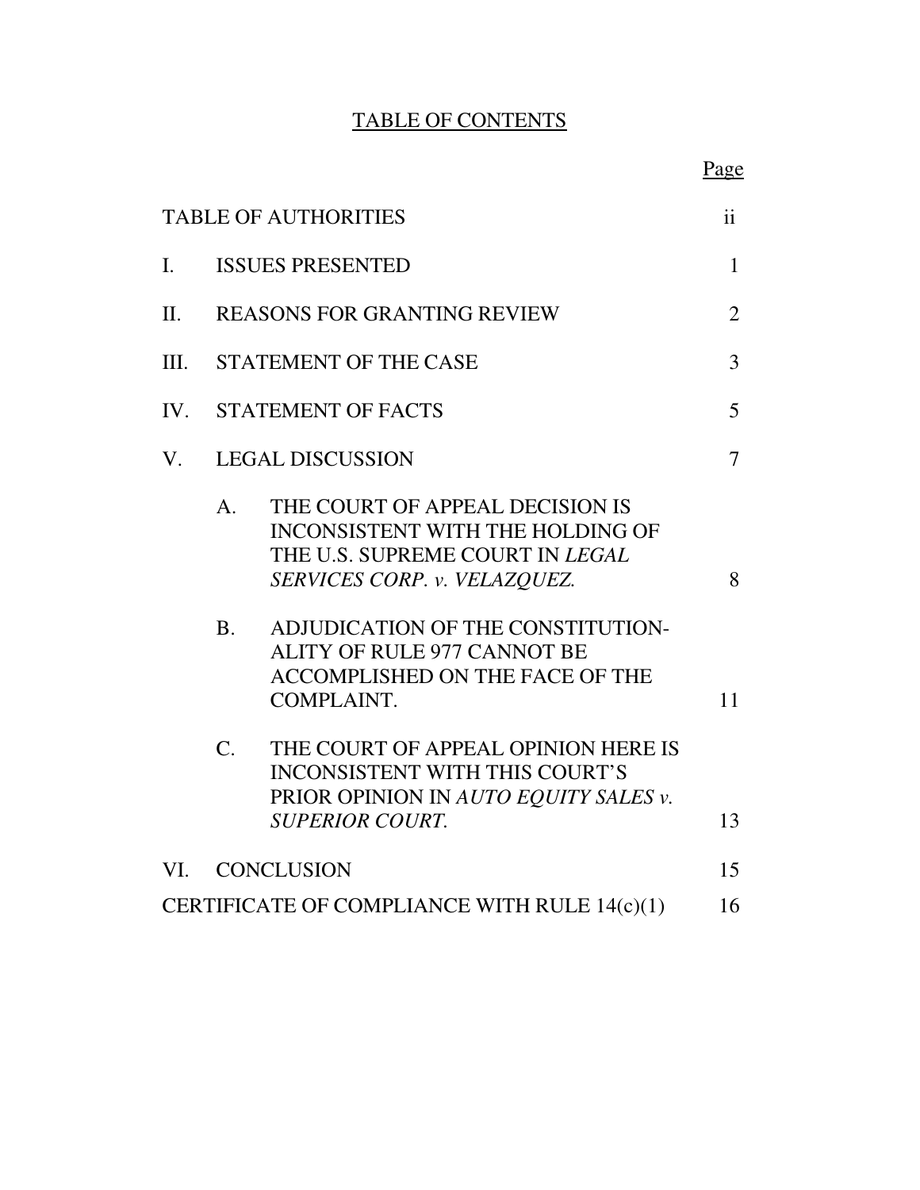# TABLE OF CONTENTS

| | Page |
|---|---|
| TABLE OF AUTHORITIES | ii |
| I. ISSUES PRESENTED | 1 |
| II. REASONS FOR GRANTING REVIEW | 2 |
| III. STATEMENT OF THE CASE | 3 |
| IV. STATEMENT OF FACTS | 5 |
| V. LEGAL DISCUSSION | 7 |
| A. THE COURT OF APPEAL DECISION IS INCONSISTENT WITH THE HOLDING OF THE U.S. SUPREME COURT IN *LEGAL SERVICES CORP. v. VELAZQUEZ.* | 8 |
| B. ADJUDICATION OF THE CONSTITUTION-ALITY OF RULE 977 CANNOT BE ACCOMPLISHED ON THE FACE OF THE COMPLAINT. | 11 |
| C. THE COURT OF APPEAL OPINION HERE IS INCONSISTENT WITH THIS COURT'S PRIOR OPINION IN *AUTO EQUITY SALES v. SUPERIOR COURT.* | 13 |
| VI. CONCLUSION | 15 |
| CERTIFICATE OF COMPLIANCE WITH RULE 14(c)(1) | 16 |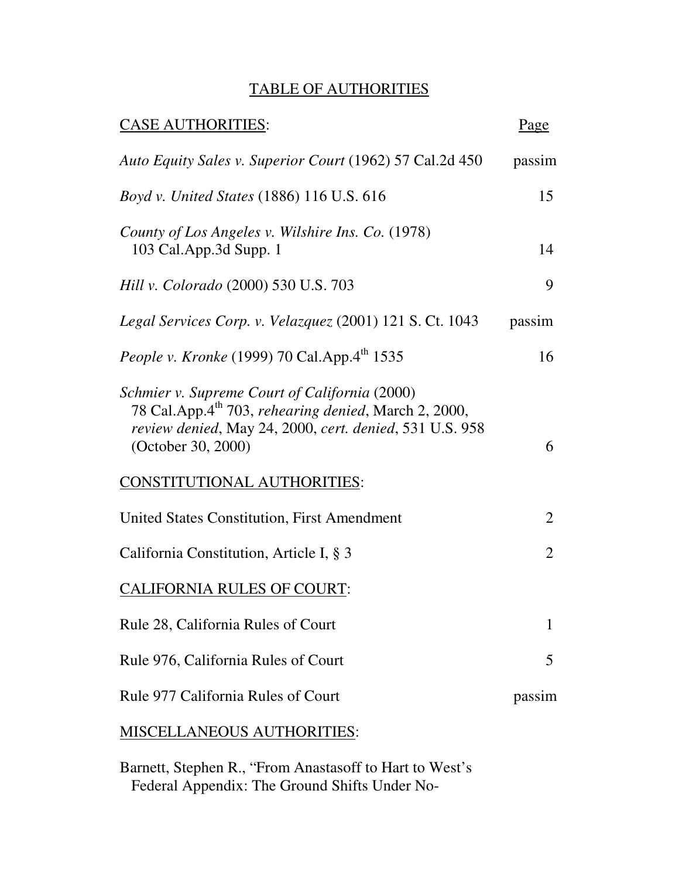# TABLE OF AUTHORITIES

| CASE AUTHORITIES: | Page |
|---|---|
| *Auto Equity Sales v. Superior Court* (1962) 57 Cal.2d 450 | passim |
| *Boyd v. United States* (1886) 116 U.S. 616 | 15 |
| *County of Los Angeles v. Wilshire Ins. Co.* (1978) 103 Cal.App.3d Supp. 1 | 14 |
| *Hill v. Colorado* (2000) 530 U.S. 703 | 9 |
| *Legal Services Corp. v. Velazquez* (2001) 121 S. Ct. 1043 | passim |
| *People v. Kronke* (1999) 70 Cal.App.4th 1535 | 16 |
| *Schmier v. Supreme Court of California* (2000) 78 Cal.App.4th 703, *rehearing denied*, March 2, 2000, *review denied*, May 24, 2000, *cert. denied*, 531 U.S. 958 (October 30, 2000) | 6 |
| **CONSTITUTIONAL AUTHORITIES:** | |
| United States Constitution, First Amendment | 2 |
| California Constitution, Article I, § 3 | 2 |
| **CALIFORNIA RULES OF COURT:** | |
| Rule 28, California Rules of Court | 1 |
| Rule 976, California Rules of Court | 5 |
| Rule 977 California Rules of Court | passim |
| **MISCELLANEOUS AUTHORITIES:** | |
| Barnett, Stephen R., "From Anastasoff to Hart to West's Federal Appendix: The Ground Shifts Under No- | |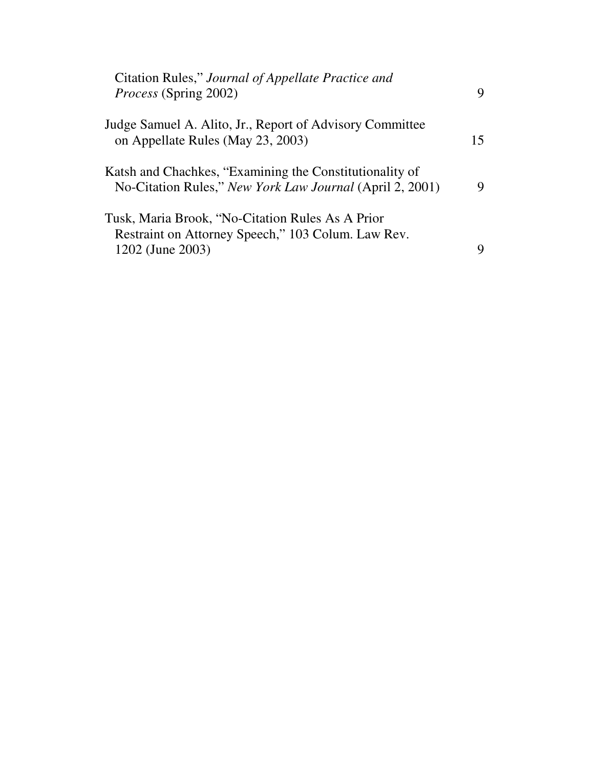Citation Rules," *Journal of Appellate Practice and Process* (Spring 2002) 9

Judge Samuel A. Alito, Jr., Report of Advisory Committee on Appellate Rules (May 23, 2003) 15

Katsh and Chachkes, "Examining the Constitutionality of No-Citation Rules," *New York Law Journal* (April 2, 2001) 9

Tusk, Maria Brook, "No-Citation Rules As A Prior Restraint on Attorney Speech," 103 Colum. Law Rev. 1202 (June 2003) 9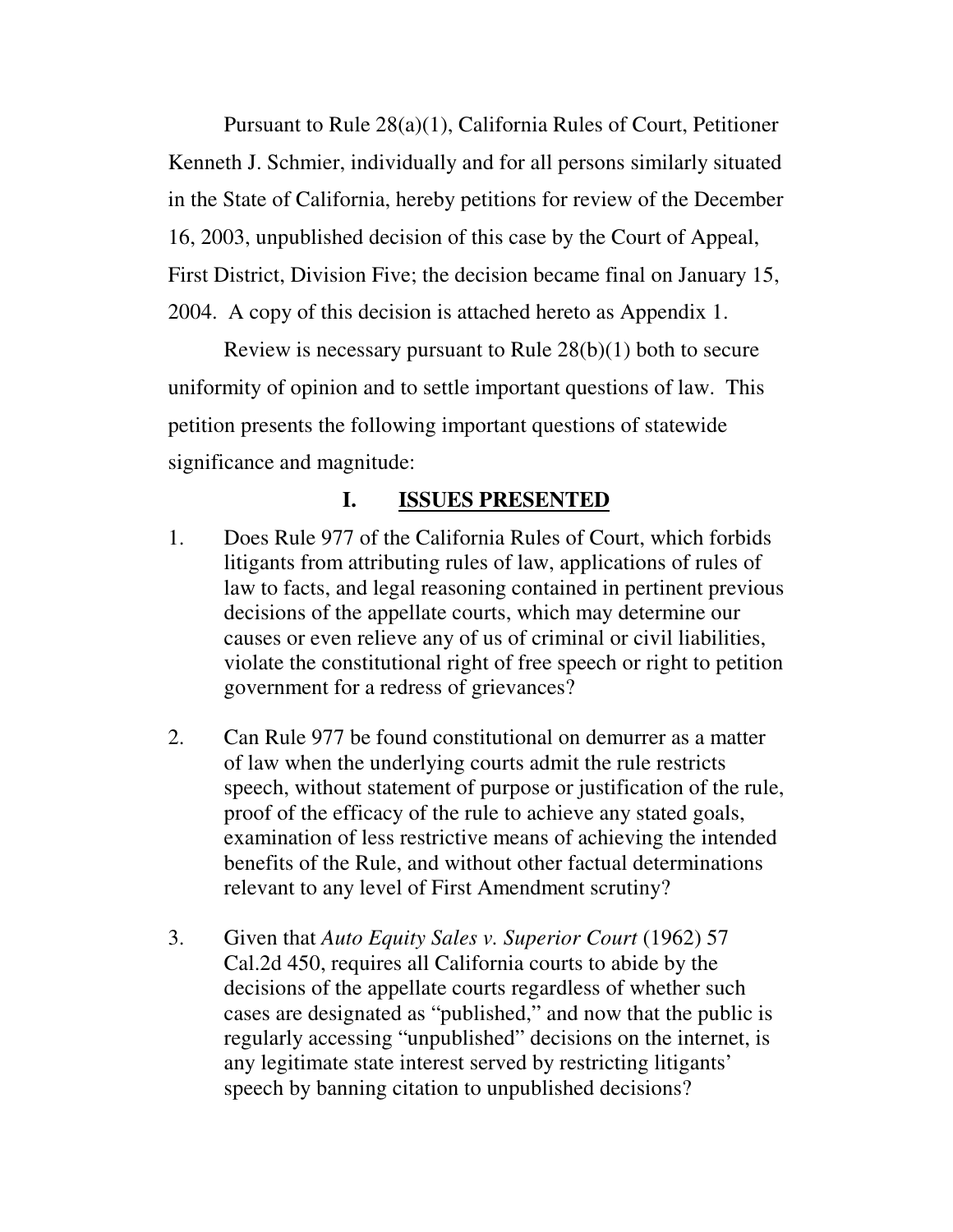Pursuant to Rule 28(a)(1), California Rules of Court, Petitioner Kenneth J. Schmier, individually and for all persons similarly situated in the State of California, hereby petitions for review of the December 16, 2003, unpublished decision of this case by the Court of Appeal, First District, Division Five; the decision became final on January 15, 2004. A copy of this decision is attached hereto as Appendix 1.

Review is necessary pursuant to Rule 28(b)(1) both to secure uniformity of opinion and to settle important questions of law. This petition presents the following important questions of statewide significance and magnitude:

## I. <u>ISSUES PRESENTED</u>

1. Does Rule 977 of the California Rules of Court, which forbids litigants from attributing rules of law, applications of rules of law to facts, and legal reasoning contained in pertinent previous decisions of the appellate courts, which may determine our causes or even relieve any of us of criminal or civil liabilities, violate the constitutional right of free speech or right to petition government for a redress of grievances?

2. Can Rule 977 be found constitutional on demurrer as a matter of law when the underlying courts admit the rule restricts speech, without statement of purpose or justification of the rule, proof of the efficacy of the rule to achieve any stated goals, examination of less restrictive means of achieving the intended benefits of the Rule, and without other factual determinations relevant to any level of First Amendment scrutiny?

3. Given that *Auto Equity Sales v. Superior Court* (1962) 57 Cal.2d 450, requires all California courts to abide by the decisions of the appellate courts regardless of whether such cases are designated as "published," and now that the public is regularly accessing "unpublished" decisions on the internet, is any legitimate state interest served by restricting litigants' speech by banning citation to unpublished decisions?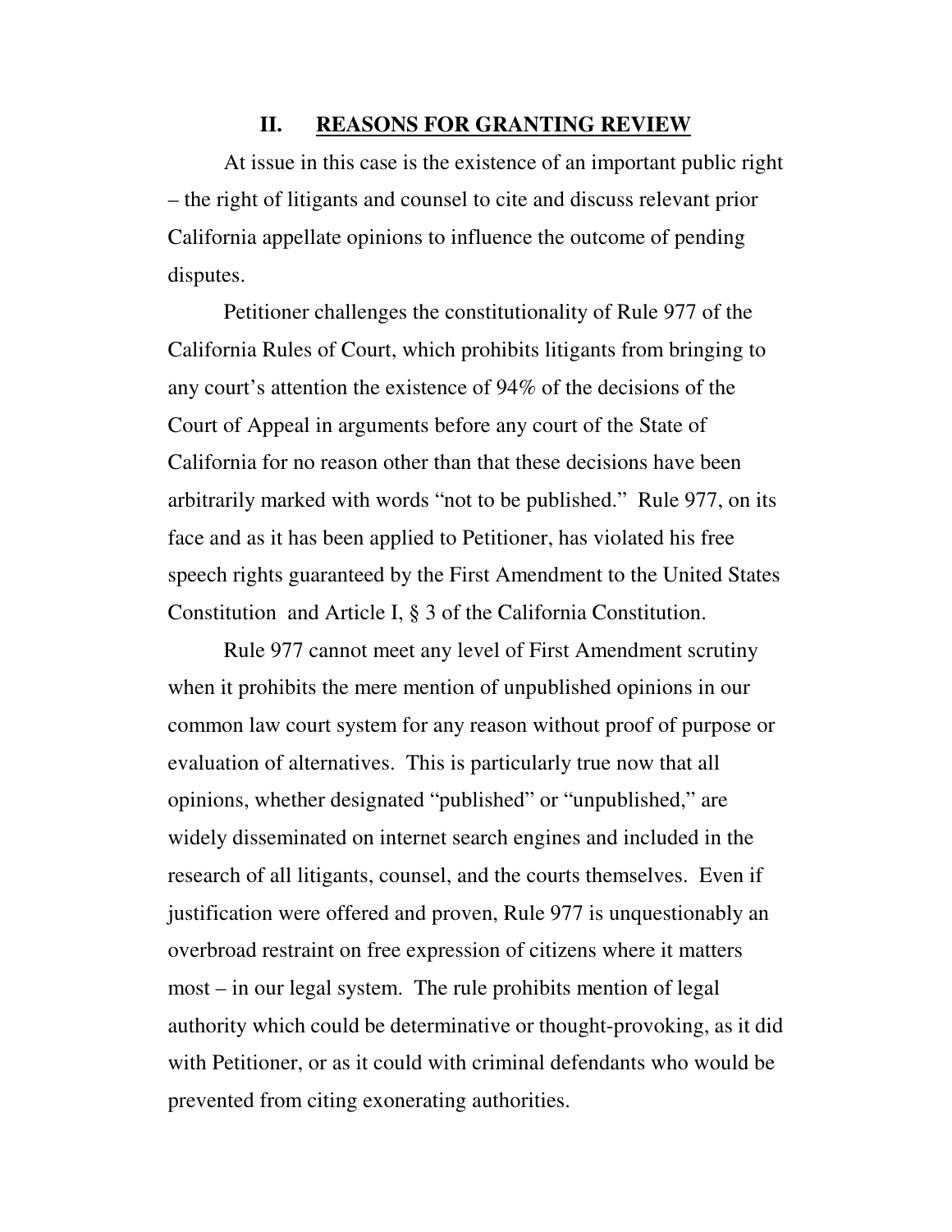## II. REASONS FOR GRANTING REVIEW

At issue in this case is the existence of an important public right – the right of litigants and counsel to cite and discuss relevant prior California appellate opinions to influence the outcome of pending disputes.

Petitioner challenges the constitutionality of Rule 977 of the California Rules of Court, which prohibits litigants from bringing to any court's attention the existence of 94% of the decisions of the Court of Appeal in arguments before any court of the State of California for no reason other than that these decisions have been arbitrarily marked with words "not to be published." Rule 977, on its face and as it has been applied to Petitioner, has violated his free speech rights guaranteed by the First Amendment to the United States Constitution and Article I, § 3 of the California Constitution.

Rule 977 cannot meet any level of First Amendment scrutiny when it prohibits the mere mention of unpublished opinions in our common law court system for any reason without proof of purpose or evaluation of alternatives. This is particularly true now that all opinions, whether designated "published" or "unpublished," are widely disseminated on internet search engines and included in the research of all litigants, counsel, and the courts themselves. Even if justification were offered and proven, Rule 977 is unquestionably an overbroad restraint on free expression of citizens where it matters most – in our legal system. The rule prohibits mention of legal authority which could be determinative or thought-provoking, as it did with Petitioner, or as it could with criminal defendants who would be prevented from citing exonerating authorities.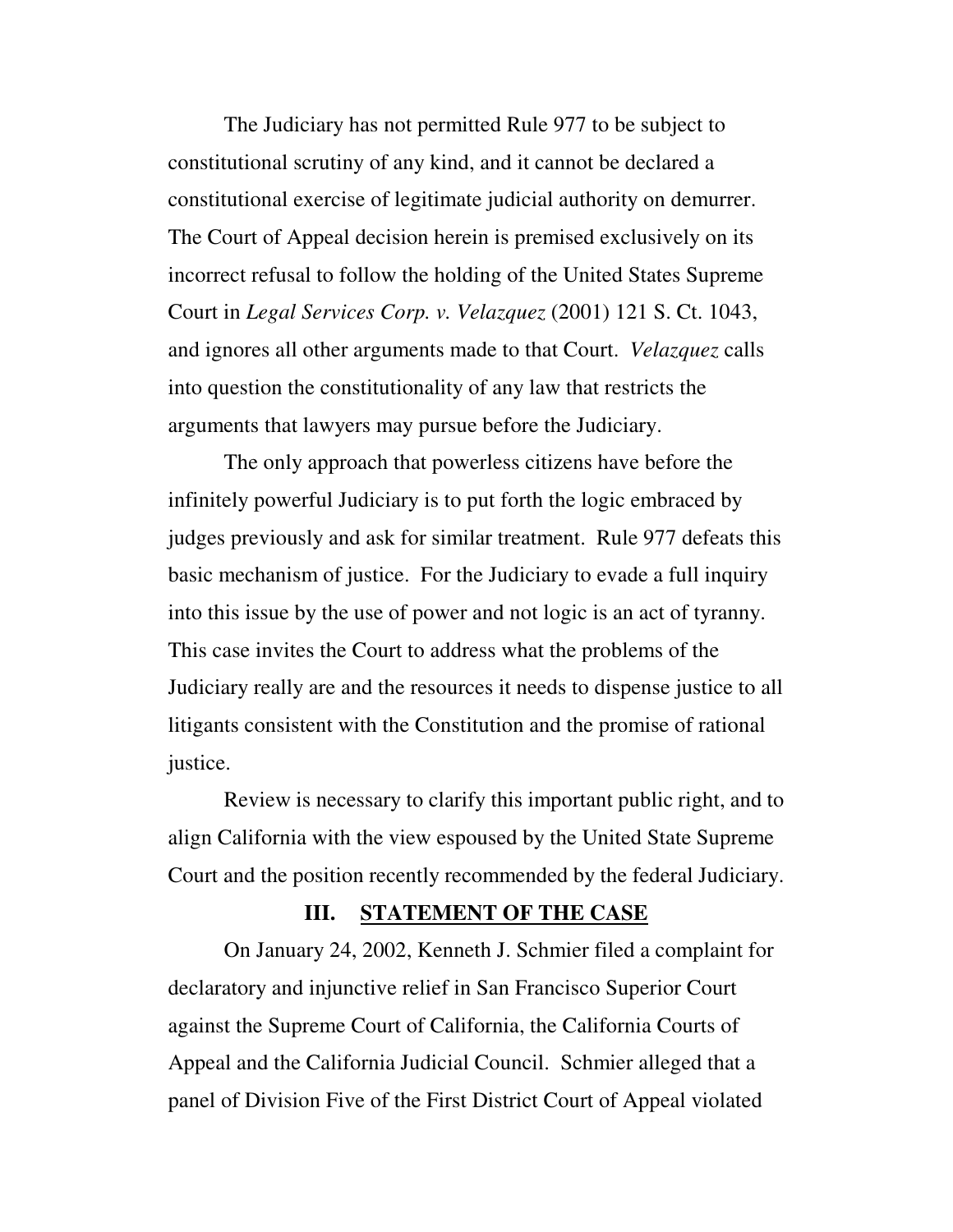The Judiciary has not permitted Rule 977 to be subject to constitutional scrutiny of any kind, and it cannot be declared a constitutional exercise of legitimate judicial authority on demurrer. The Court of Appeal decision herein is premised exclusively on its incorrect refusal to follow the holding of the United States Supreme Court in *Legal Services Corp. v. Velazquez* (2001) 121 S. Ct. 1043, and ignores all other arguments made to that Court. *Velazquez* calls into question the constitutionality of any law that restricts the arguments that lawyers may pursue before the Judiciary.

The only approach that powerless citizens have before the infinitely powerful Judiciary is to put forth the logic embraced by judges previously and ask for similar treatment. Rule 977 defeats this basic mechanism of justice. For the Judiciary to evade a full inquiry into this issue by the use of power and not logic is an act of tyranny. This case invites the Court to address what the problems of the Judiciary really are and the resources it needs to dispense justice to all litigants consistent with the Constitution and the promise of rational justice.

Review is necessary to clarify this important public right, and to align California with the view espoused by the United State Supreme Court and the position recently recommended by the federal Judiciary.

## III. STATEMENT OF THE CASE

On January 24, 2002, Kenneth J. Schmier filed a complaint for declaratory and injunctive relief in San Francisco Superior Court against the Supreme Court of California, the California Courts of Appeal and the California Judicial Council. Schmier alleged that a panel of Division Five of the First District Court of Appeal violated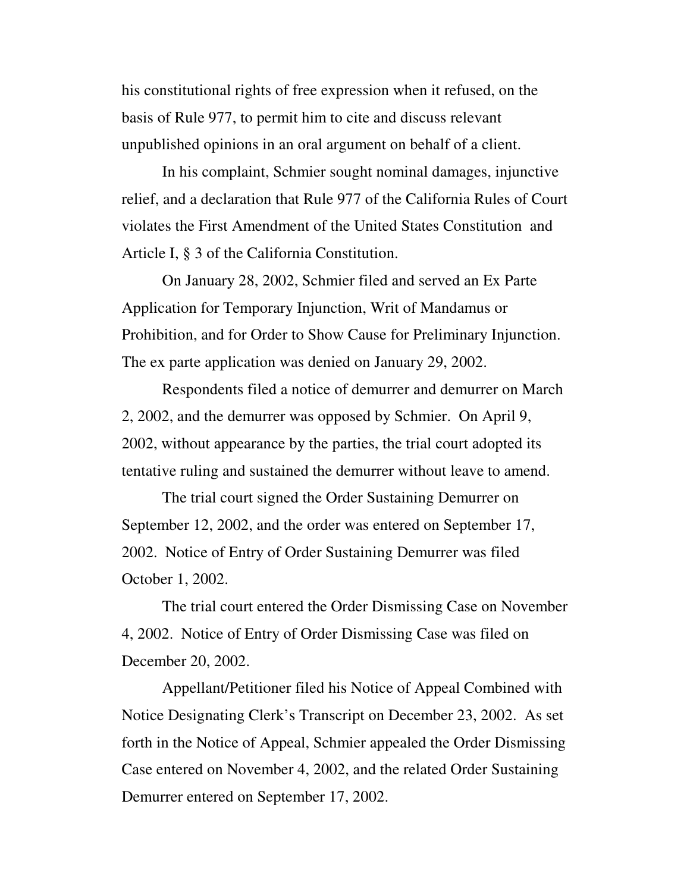his constitutional rights of free expression when it refused, on the basis of Rule 977, to permit him to cite and discuss relevant unpublished opinions in an oral argument on behalf of a client.

In his complaint, Schmier sought nominal damages, injunctive relief, and a declaration that Rule 977 of the California Rules of Court violates the First Amendment of the United States Constitution and Article I, § 3 of the California Constitution.

On January 28, 2002, Schmier filed and served an Ex Parte Application for Temporary Injunction, Writ of Mandamus or Prohibition, and for Order to Show Cause for Preliminary Injunction. The ex parte application was denied on January 29, 2002.

Respondents filed a notice of demurrer and demurrer on March 2, 2002, and the demurrer was opposed by Schmier. On April 9, 2002, without appearance by the parties, the trial court adopted its tentative ruling and sustained the demurrer without leave to amend.

The trial court signed the Order Sustaining Demurrer on September 12, 2002, and the order was entered on September 17, 2002. Notice of Entry of Order Sustaining Demurrer was filed October 1, 2002.

The trial court entered the Order Dismissing Case on November 4, 2002. Notice of Entry of Order Dismissing Case was filed on December 20, 2002.

Appellant/Petitioner filed his Notice of Appeal Combined with Notice Designating Clerk's Transcript on December 23, 2002. As set forth in the Notice of Appeal, Schmier appealed the Order Dismissing Case entered on November 4, 2002, and the related Order Sustaining Demurrer entered on September 17, 2002.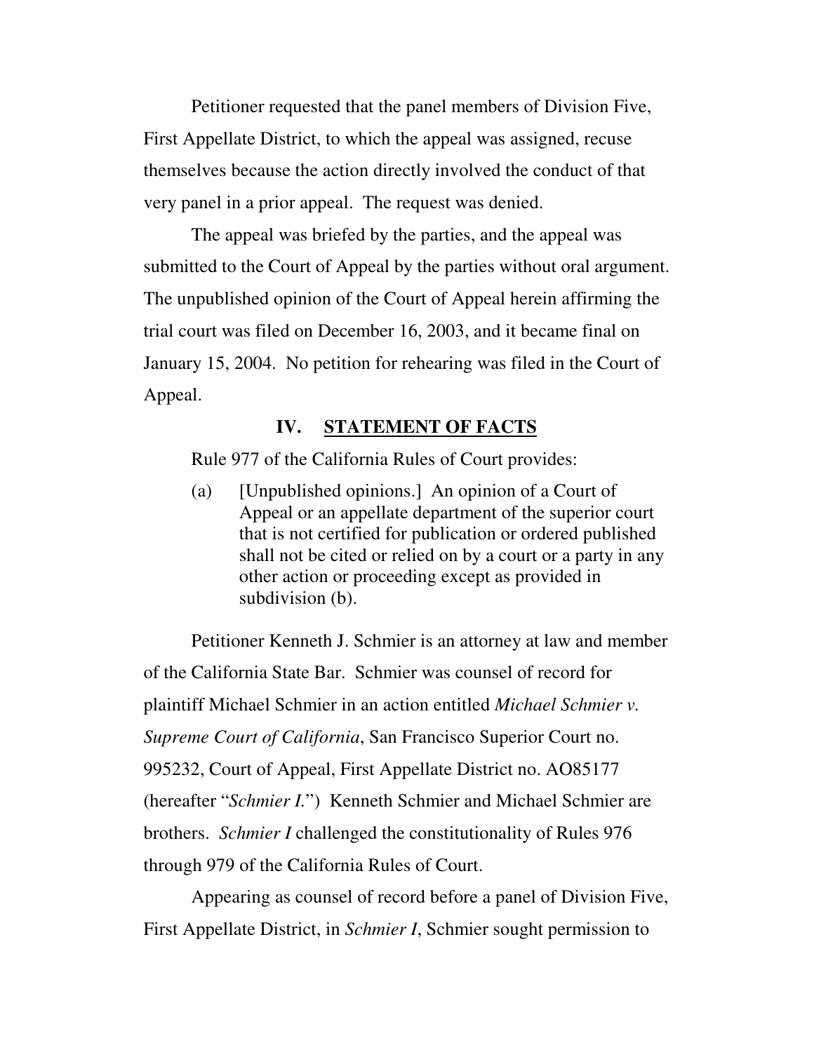Petitioner requested that the panel members of Division Five, First Appellate District, to which the appeal was assigned, recuse themselves because the action directly involved the conduct of that very panel in a prior appeal. The request was denied.

The appeal was briefed by the parties, and the appeal was submitted to the Court of Appeal by the parties without oral argument. The unpublished opinion of the Court of Appeal herein affirming the trial court was filed on December 16, 2003, and it became final on January 15, 2004. No petition for rehearing was filed in the Court of Appeal.

## IV. <u>STATEMENT OF FACTS</u>

Rule 977 of the California Rules of Court provides:

> (a) [Unpublished opinions.] An opinion of a Court of Appeal or an appellate department of the superior court that is not certified for publication or ordered published shall not be cited or relied on by a court or a party in any other action or proceeding except as provided in subdivision (b).

Petitioner Kenneth J. Schmier is an attorney at law and member of the California State Bar. Schmier was counsel of record for plaintiff Michael Schmier in an action entitled *Michael Schmier v. Supreme Court of California*, San Francisco Superior Court no. 995232, Court of Appeal, First Appellate District no. AO85177 (hereafter "*Schmier I.*") Kenneth Schmier and Michael Schmier are brothers. *Schmier I* challenged the constitutionality of Rules 976 through 979 of the California Rules of Court.

Appearing as counsel of record before a panel of Division Five, First Appellate District, in *Schmier I*, Schmier sought permission to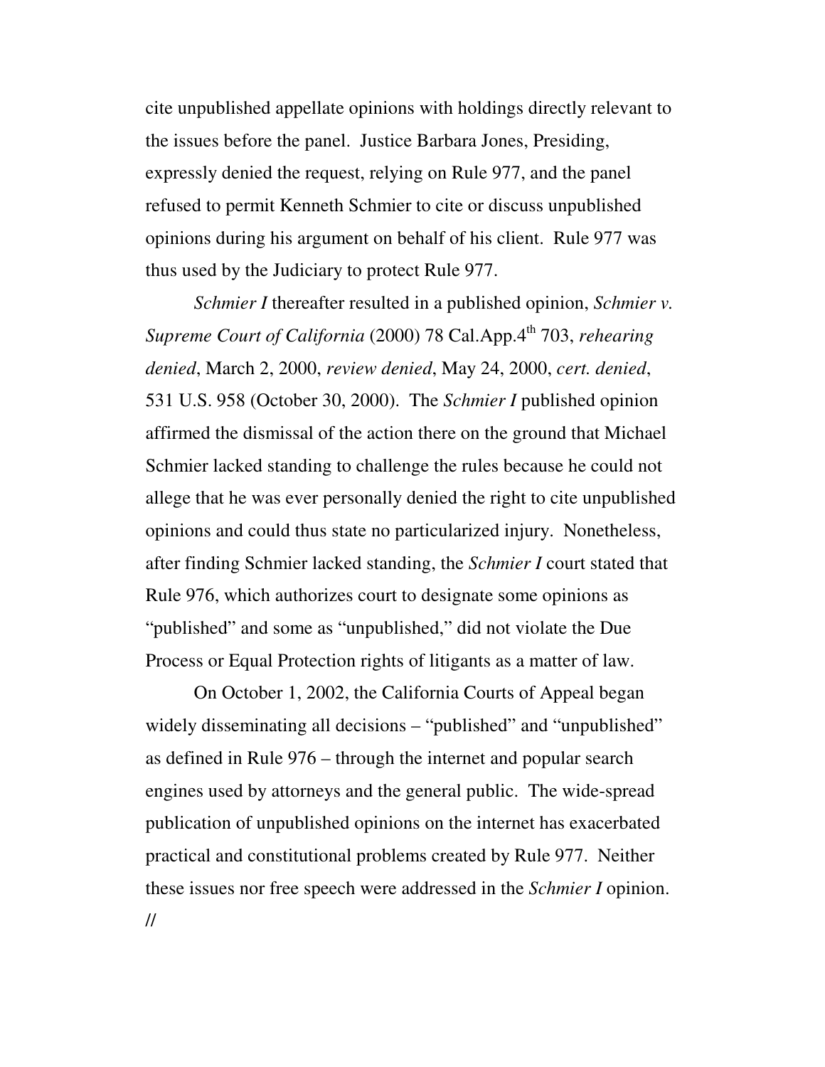cite unpublished appellate opinions with holdings directly relevant to the issues before the panel. Justice Barbara Jones, Presiding, expressly denied the request, relying on Rule 977, and the panel refused to permit Kenneth Schmier to cite or discuss unpublished opinions during his argument on behalf of his client. Rule 977 was thus used by the Judiciary to protect Rule 977.

*Schmier I* thereafter resulted in a published opinion, *Schmier v. Supreme Court of California* (2000) 78 Cal.App.4th 703, *rehearing denied*, March 2, 2000, *review denied*, May 24, 2000, *cert. denied*, 531 U.S. 958 (October 30, 2000). The *Schmier I* published opinion affirmed the dismissal of the action there on the ground that Michael Schmier lacked standing to challenge the rules because he could not allege that he was ever personally denied the right to cite unpublished opinions and could thus state no particularized injury. Nonetheless, after finding Schmier lacked standing, the *Schmier I* court stated that Rule 976, which authorizes court to designate some opinions as "published" and some as "unpublished," did not violate the Due Process or Equal Protection rights of litigants as a matter of law.

On October 1, 2002, the California Courts of Appeal began widely disseminating all decisions – "published" and "unpublished" as defined in Rule 976 – through the internet and popular search engines used by attorneys and the general public. The wide-spread publication of unpublished opinions on the internet has exacerbated practical and constitutional problems created by Rule 977. Neither these issues nor free speech were addressed in the *Schmier I* opinion.

//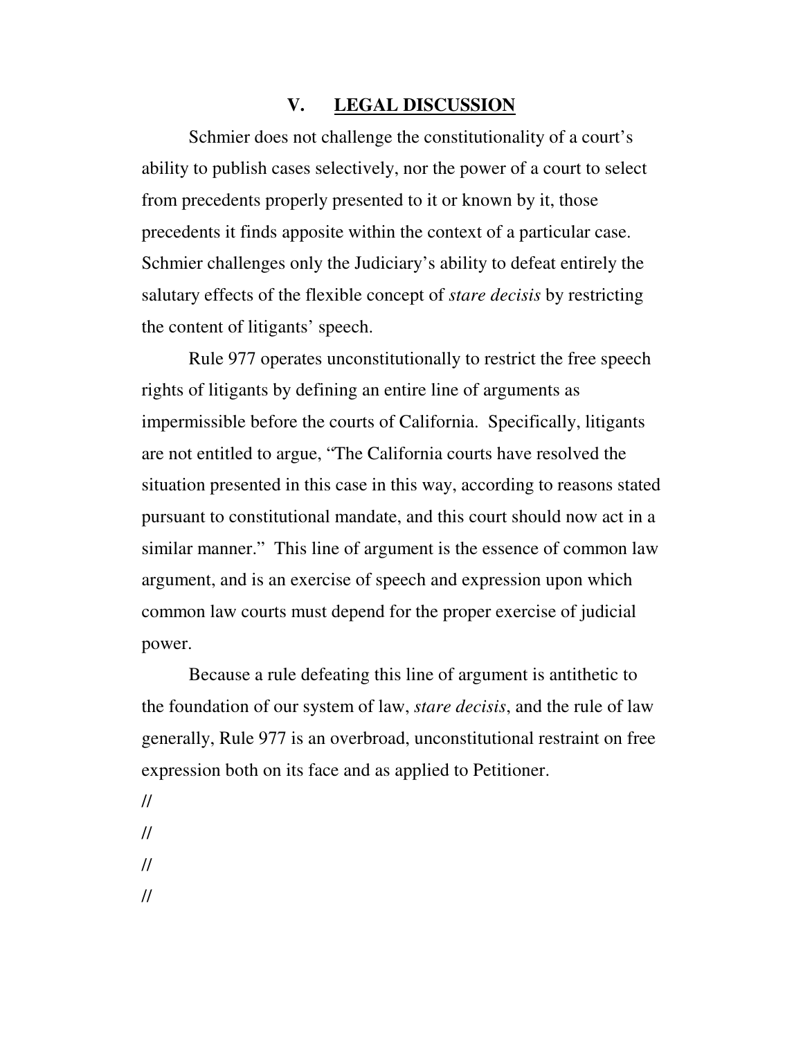## V. LEGAL DISCUSSION

Schmier does not challenge the constitutionality of a court's ability to publish cases selectively, nor the power of a court to select from precedents properly presented to it or known by it, those precedents it finds apposite within the context of a particular case. Schmier challenges only the Judiciary's ability to defeat entirely the salutary effects of the flexible concept of *stare decisis* by restricting the content of litigants' speech.

Rule 977 operates unconstitutionally to restrict the free speech rights of litigants by defining an entire line of arguments as impermissible before the courts of California. Specifically, litigants are not entitled to argue, "The California courts have resolved the situation presented in this case in this way, according to reasons stated pursuant to constitutional mandate, and this court should now act in a similar manner." This line of argument is the essence of common law argument, and is an exercise of speech and expression upon which common law courts must depend for the proper exercise of judicial power.

Because a rule defeating this line of argument is antithetic to the foundation of our system of law, *stare decisis*, and the rule of law generally, Rule 977 is an overbroad, unconstitutional restraint on free expression both on its face and as applied to Petitioner.

//

//

//

//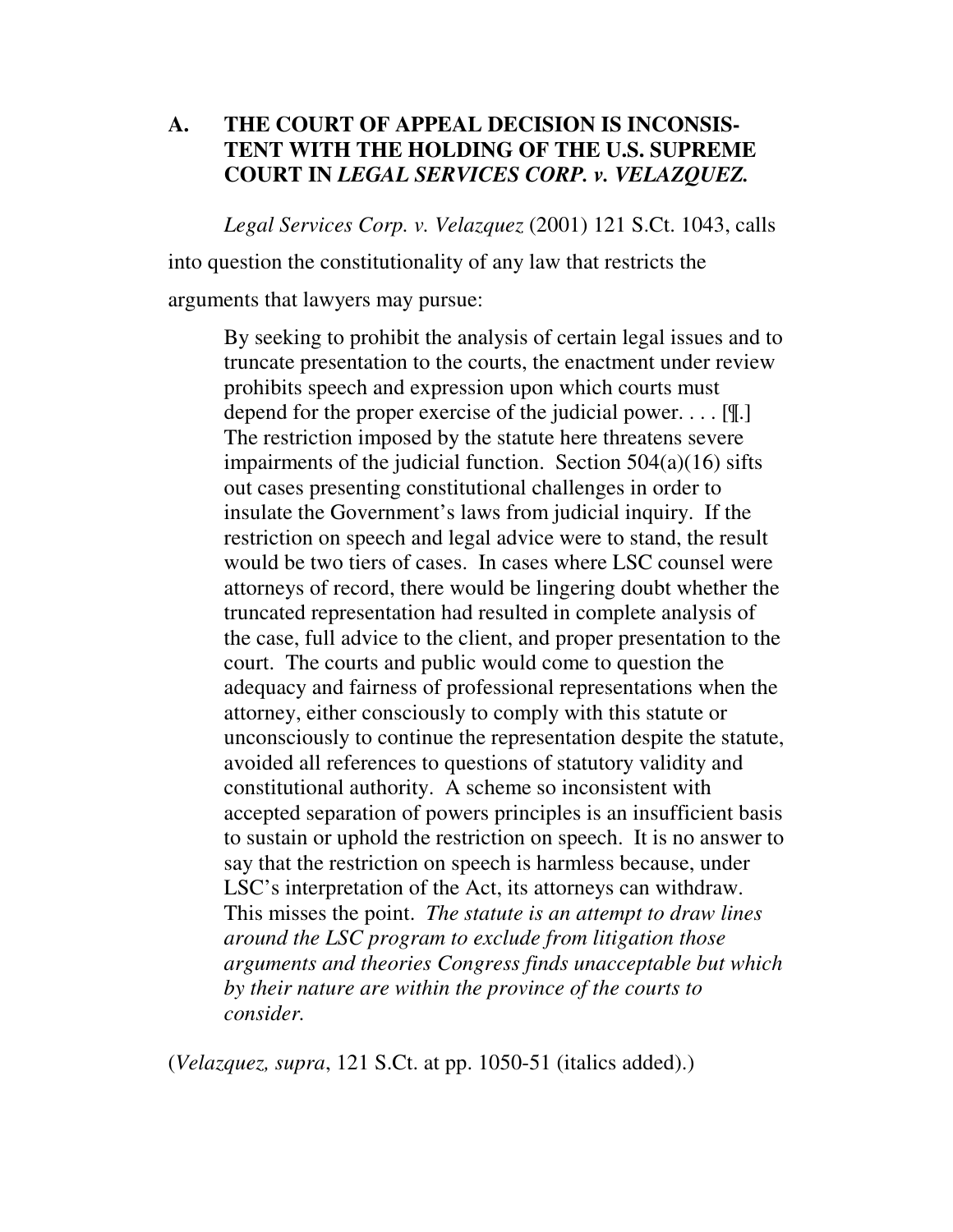## A. THE COURT OF APPEAL DECISION IS INCONSISTENT WITH THE HOLDING OF THE U.S. SUPREME COURT IN *LEGAL SERVICES CORP. v. VELAZQUEZ.*

*Legal Services Corp. v. Velazquez* (2001) 121 S.Ct. 1043, calls into question the constitutionality of any law that restricts the arguments that lawyers may pursue:

> By seeking to prohibit the analysis of certain legal issues and to truncate presentation to the courts, the enactment under review prohibits speech and expression upon which courts must depend for the proper exercise of the judicial power. . . . [¶.] The restriction imposed by the statute here threatens severe impairments of the judicial function. Section 504(a)(16) sifts out cases presenting constitutional challenges in order to insulate the Government's laws from judicial inquiry. If the restriction on speech and legal advice were to stand, the result would be two tiers of cases. In cases where LSC counsel were attorneys of record, there would be lingering doubt whether the truncated representation had resulted in complete analysis of the case, full advice to the client, and proper presentation to the court. The courts and public would come to question the adequacy and fairness of professional representations when the attorney, either consciously to comply with this statute or unconsciously to continue the representation despite the statute, avoided all references to questions of statutory validity and constitutional authority. A scheme so inconsistent with accepted separation of powers principles is an insufficient basis to sustain or uphold the restriction on speech. It is no answer to say that the restriction on speech is harmless because, under LSC's interpretation of the Act, its attorneys can withdraw. This misses the point. *The statute is an attempt to draw lines around the LSC program to exclude from litigation those arguments and theories Congress finds unacceptable but which by their nature are within the province of the courts to consider.*

(*Velazquez, supra*, 121 S.Ct. at pp. 1050-51 (italics added).)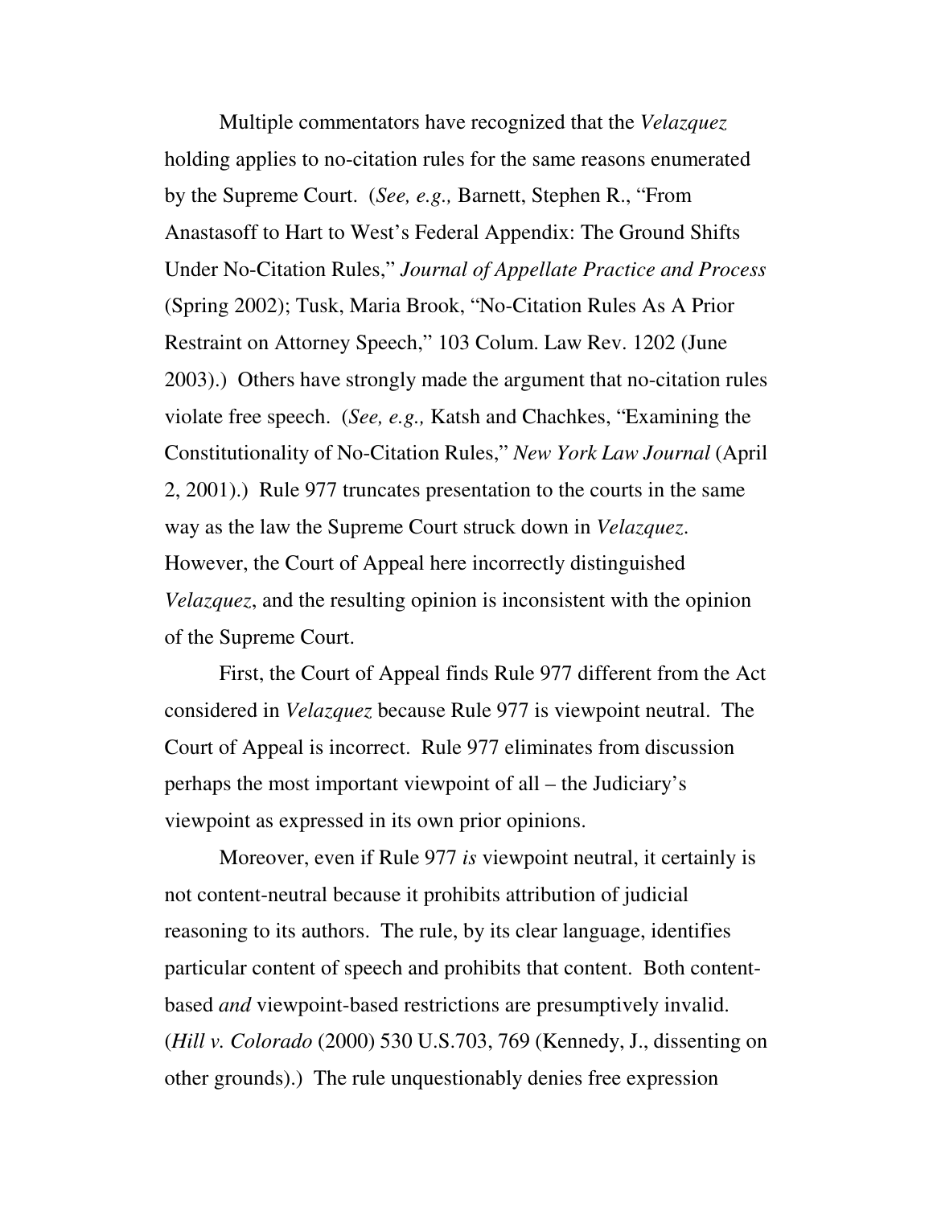Multiple commentators have recognized that the *Velazquez* holding applies to no-citation rules for the same reasons enumerated by the Supreme Court. (*See, e.g.,* Barnett, Stephen R., "From Anastasoff to Hart to West's Federal Appendix: The Ground Shifts Under No-Citation Rules," *Journal of Appellate Practice and Process* (Spring 2002); Tusk, Maria Brook, "No-Citation Rules As A Prior Restraint on Attorney Speech," 103 Colum. Law Rev. 1202 (June 2003).) Others have strongly made the argument that no-citation rules violate free speech. (*See, e.g.,* Katsh and Chachkes, "Examining the Constitutionality of No-Citation Rules," *New York Law Journal* (April 2, 2001).) Rule 977 truncates presentation to the courts in the same way as the law the Supreme Court struck down in *Velazquez*. However, the Court of Appeal here incorrectly distinguished *Velazquez*, and the resulting opinion is inconsistent with the opinion of the Supreme Court.

First, the Court of Appeal finds Rule 977 different from the Act considered in *Velazquez* because Rule 977 is viewpoint neutral. The Court of Appeal is incorrect. Rule 977 eliminates from discussion perhaps the most important viewpoint of all – the Judiciary's viewpoint as expressed in its own prior opinions.

Moreover, even if Rule 977 *is* viewpoint neutral, it certainly is not content-neutral because it prohibits attribution of judicial reasoning to its authors. The rule, by its clear language, identifies particular content of speech and prohibits that content. Both content-based *and* viewpoint-based restrictions are presumptively invalid. (*Hill v. Colorado* (2000) 530 U.S.703, 769 (Kennedy, J., dissenting on other grounds).) The rule unquestionably denies free expression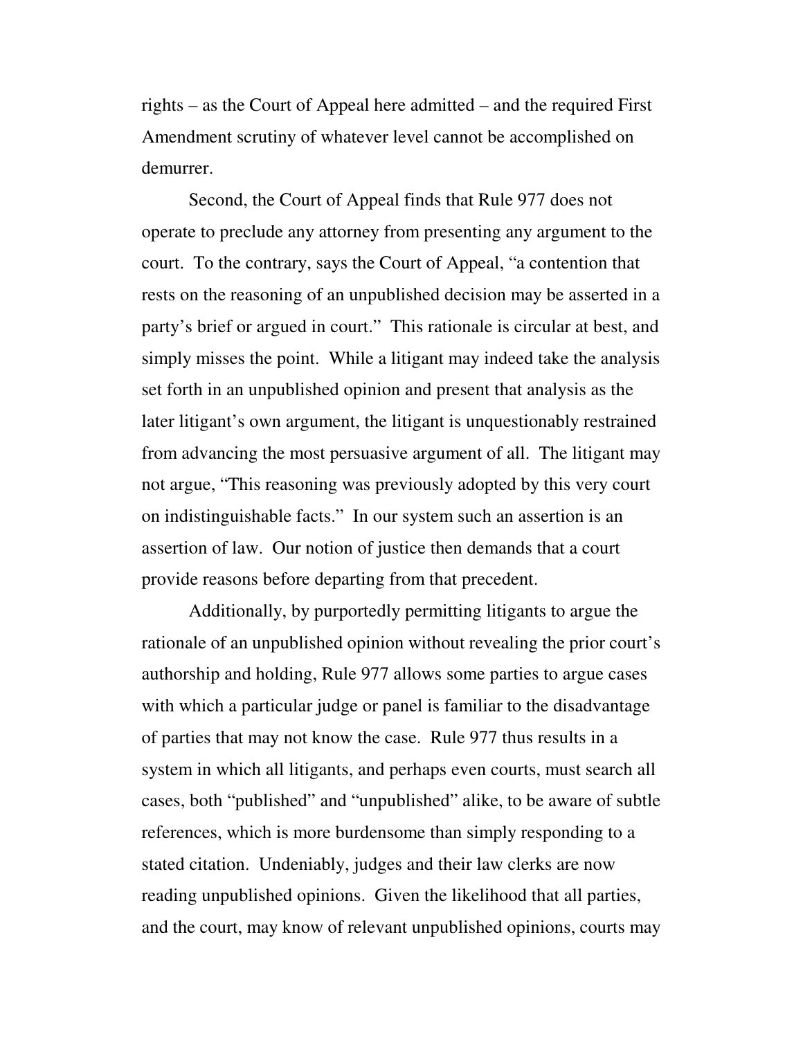rights – as the Court of Appeal here admitted – and the required First Amendment scrutiny of whatever level cannot be accomplished on demurrer.

Second, the Court of Appeal finds that Rule 977 does not operate to preclude any attorney from presenting any argument to the court. To the contrary, says the Court of Appeal, "a contention that rests on the reasoning of an unpublished decision may be asserted in a party's brief or argued in court." This rationale is circular at best, and simply misses the point. While a litigant may indeed take the analysis set forth in an unpublished opinion and present that analysis as the later litigant's own argument, the litigant is unquestionably restrained from advancing the most persuasive argument of all. The litigant may not argue, "This reasoning was previously adopted by this very court on indistinguishable facts." In our system such an assertion is an assertion of law. Our notion of justice then demands that a court provide reasons before departing from that precedent.

Additionally, by purportedly permitting litigants to argue the rationale of an unpublished opinion without revealing the prior court's authorship and holding, Rule 977 allows some parties to argue cases with which a particular judge or panel is familiar to the disadvantage of parties that may not know the case. Rule 977 thus results in a system in which all litigants, and perhaps even courts, must search all cases, both "published" and "unpublished" alike, to be aware of subtle references, which is more burdensome than simply responding to a stated citation. Undeniably, judges and their law clerks are now reading unpublished opinions. Given the likelihood that all parties, and the court, may know of relevant unpublished opinions, courts may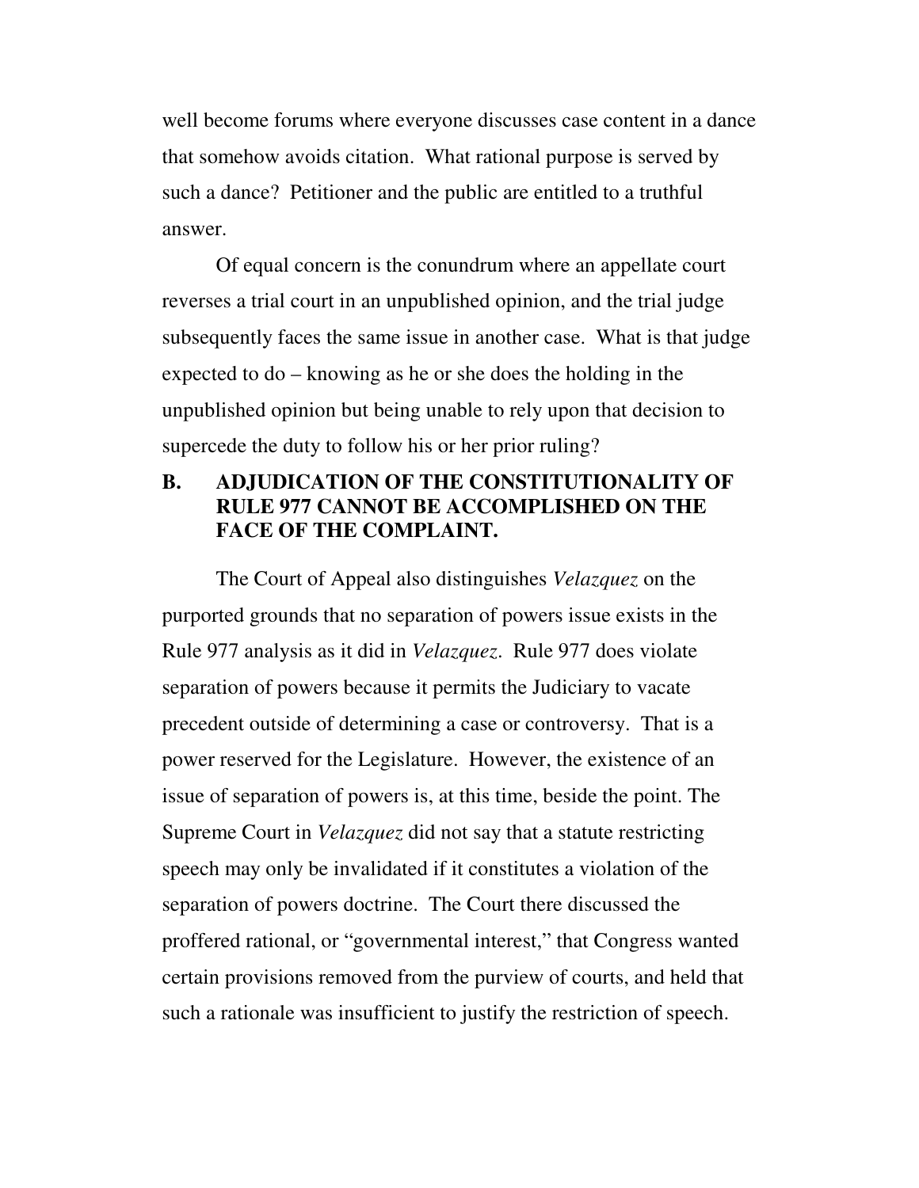well become forums where everyone discusses case content in a dance that somehow avoids citation. What rational purpose is served by such a dance? Petitioner and the public are entitled to a truthful answer.

Of equal concern is the conundrum where an appellate court reverses a trial court in an unpublished opinion, and the trial judge subsequently faces the same issue in another case. What is that judge expected to do – knowing as he or she does the holding in the unpublished opinion but being unable to rely upon that decision to supercede the duty to follow his or her prior ruling?

### B. ADJUDICATION OF THE CONSTITUTIONALITY OF RULE 977 CANNOT BE ACCOMPLISHED ON THE FACE OF THE COMPLAINT.

The Court of Appeal also distinguishes *Velazquez* on the purported grounds that no separation of powers issue exists in the Rule 977 analysis as it did in *Velazquez*. Rule 977 does violate separation of powers because it permits the Judiciary to vacate precedent outside of determining a case or controversy. That is a power reserved for the Legislature. However, the existence of an issue of separation of powers is, at this time, beside the point. The Supreme Court in *Velazquez* did not say that a statute restricting speech may only be invalidated if it constitutes a violation of the separation of powers doctrine. The Court there discussed the proffered rational, or "governmental interest," that Congress wanted certain provisions removed from the purview of courts, and held that such a rationale was insufficient to justify the restriction of speech.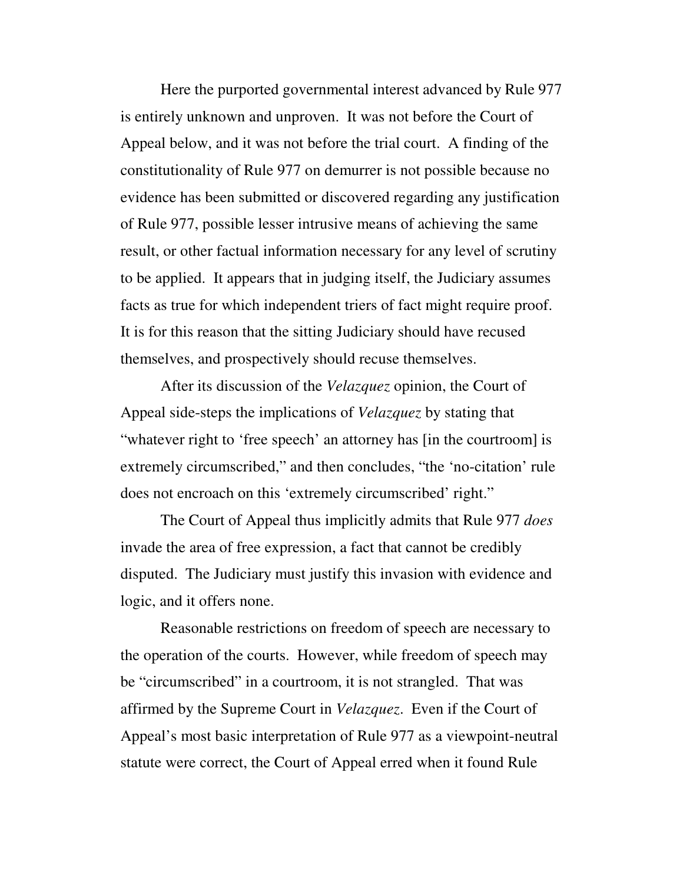Here the purported governmental interest advanced by Rule 977 is entirely unknown and unproven. It was not before the Court of Appeal below, and it was not before the trial court. A finding of the constitutionality of Rule 977 on demurrer is not possible because no evidence has been submitted or discovered regarding any justification of Rule 977, possible lesser intrusive means of achieving the same result, or other factual information necessary for any level of scrutiny to be applied. It appears that in judging itself, the Judiciary assumes facts as true for which independent triers of fact might require proof. It is for this reason that the sitting Judiciary should have recused themselves, and prospectively should recuse themselves.

After its discussion of the *Velazquez* opinion, the Court of Appeal side-steps the implications of *Velazquez* by stating that "whatever right to 'free speech' an attorney has [in the courtroom] is extremely circumscribed," and then concludes, "the 'no-citation' rule does not encroach on this 'extremely circumscribed' right."

The Court of Appeal thus implicitly admits that Rule 977 *does* invade the area of free expression, a fact that cannot be credibly disputed. The Judiciary must justify this invasion with evidence and logic, and it offers none.

Reasonable restrictions on freedom of speech are necessary to the operation of the courts. However, while freedom of speech may be "circumscribed" in a courtroom, it is not strangled. That was affirmed by the Supreme Court in *Velazquez*. Even if the Court of Appeal's most basic interpretation of Rule 977 as a viewpoint-neutral statute were correct, the Court of Appeal erred when it found Rule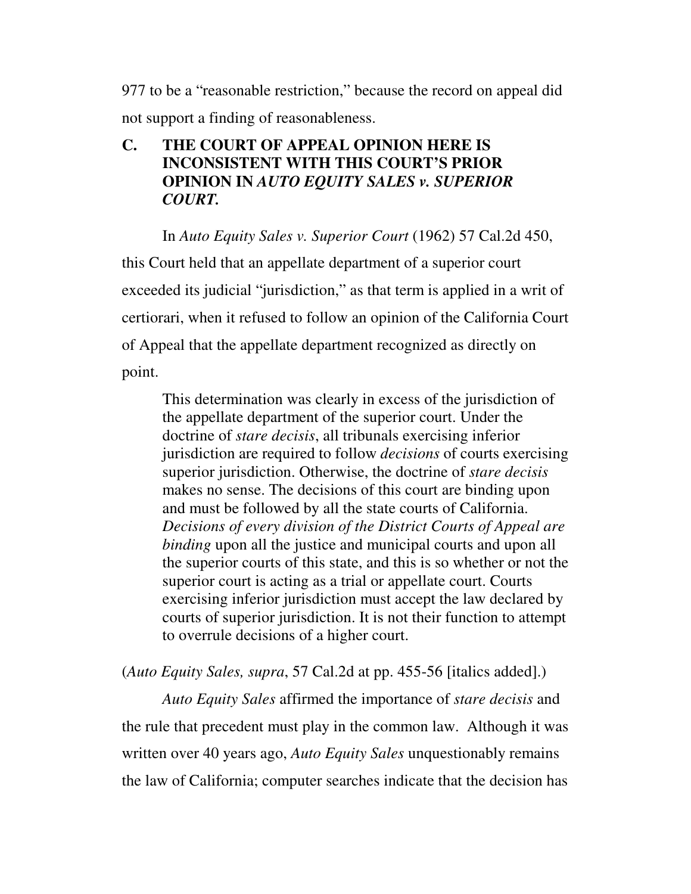977 to be a "reasonable restriction," because the record on appeal did not support a finding of reasonableness.

### C. THE COURT OF APPEAL OPINION HERE IS INCONSISTENT WITH THIS COURT'S PRIOR OPINION IN *AUTO EQUITY SALES v. SUPERIOR COURT.*

In *Auto Equity Sales v. Superior Court* (1962) 57 Cal.2d 450, this Court held that an appellate department of a superior court exceeded its judicial "jurisdiction," as that term is applied in a writ of certiorari, when it refused to follow an opinion of the California Court of Appeal that the appellate department recognized as directly on point.

> This determination was clearly in excess of the jurisdiction of the appellate department of the superior court. Under the doctrine of *stare decisis*, all tribunals exercising inferior jurisdiction are required to follow *decisions* of courts exercising superior jurisdiction. Otherwise, the doctrine of *stare decisis* makes no sense. The decisions of this court are binding upon and must be followed by all the state courts of California. *Decisions of every division of the District Courts of Appeal are binding* upon all the justice and municipal courts and upon all the superior courts of this state, and this is so whether or not the superior court is acting as a trial or appellate court. Courts exercising inferior jurisdiction must accept the law declared by courts of superior jurisdiction. It is not their function to attempt to overrule decisions of a higher court.

(*Auto Equity Sales, supra*, 57 Cal.2d at pp. 455-56 [italics added].)

*Auto Equity Sales* affirmed the importance of *stare decisis* and the rule that precedent must play in the common law. Although it was written over 40 years ago, *Auto Equity Sales* unquestionably remains the law of California; computer searches indicate that the decision has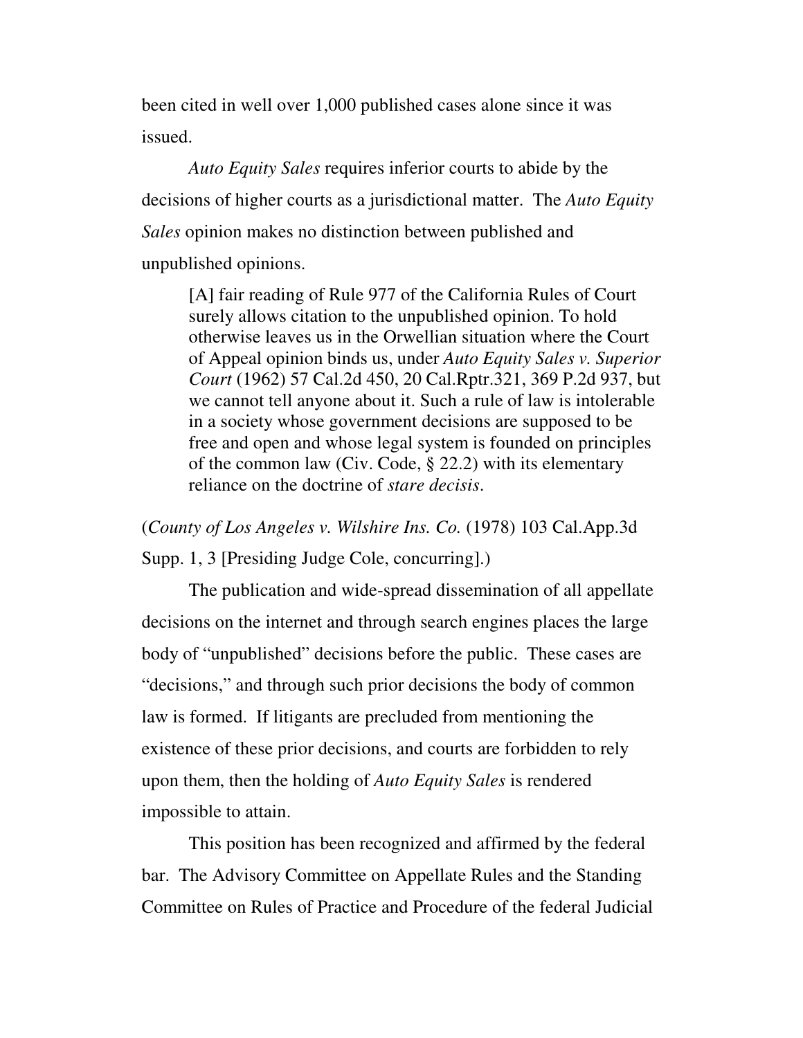been cited in well over 1,000 published cases alone since it was issued.

*Auto Equity Sales* requires inferior courts to abide by the decisions of higher courts as a jurisdictional matter. The *Auto Equity Sales* opinion makes no distinction between published and unpublished opinions.

> [A] fair reading of Rule 977 of the California Rules of Court surely allows citation to the unpublished opinion. To hold otherwise leaves us in the Orwellian situation where the Court of Appeal opinion binds us, under *Auto Equity Sales v. Superior Court* (1962) 57 Cal.2d 450, 20 Cal.Rptr.321, 369 P.2d 937, but we cannot tell anyone about it. Such a rule of law is intolerable in a society whose government decisions are supposed to be free and open and whose legal system is founded on principles of the common law (Civ. Code, § 22.2) with its elementary reliance on the doctrine of *stare decisis*.

(*County of Los Angeles v. Wilshire Ins. Co.* (1978) 103 Cal.App.3d Supp. 1, 3 [Presiding Judge Cole, concurring].)

The publication and wide-spread dissemination of all appellate decisions on the internet and through search engines places the large body of "unpublished" decisions before the public. These cases are "decisions," and through such prior decisions the body of common law is formed. If litigants are precluded from mentioning the existence of these prior decisions, and courts are forbidden to rely upon them, then the holding of *Auto Equity Sales* is rendered impossible to attain.

This position has been recognized and affirmed by the federal bar. The Advisory Committee on Appellate Rules and the Standing Committee on Rules of Practice and Procedure of the federal Judicial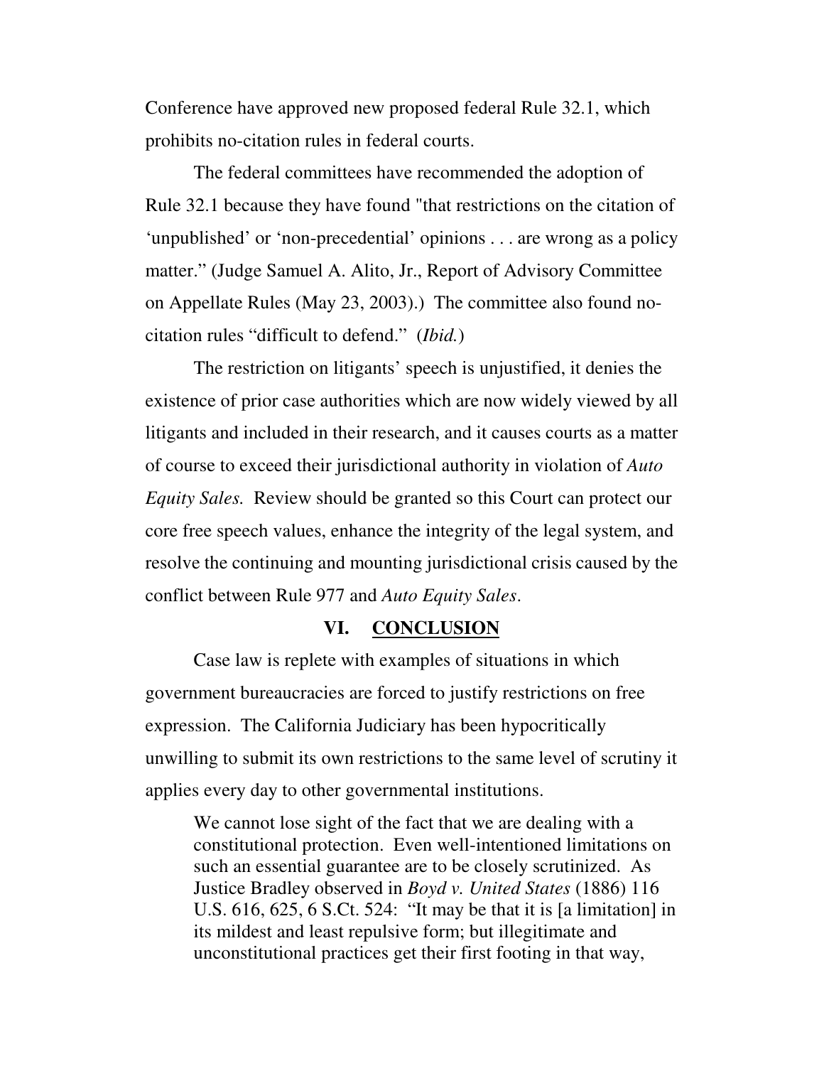Conference have approved new proposed federal Rule 32.1, which prohibits no-citation rules in federal courts.

The federal committees have recommended the adoption of Rule 32.1 because they have found "that restrictions on the citation of 'unpublished' or 'non-precedential' opinions . . . are wrong as a policy matter." (Judge Samuel A. Alito, Jr., Report of Advisory Committee on Appellate Rules (May 23, 2003).) The committee also found no-citation rules "difficult to defend." (*Ibid.*)

The restriction on litigants' speech is unjustified, it denies the existence of prior case authorities which are now widely viewed by all litigants and included in their research, and it causes courts as a matter of course to exceed their jurisdictional authority in violation of *Auto Equity Sales.* Review should be granted so this Court can protect our core free speech values, enhance the integrity of the legal system, and resolve the continuing and mounting jurisdictional crisis caused by the conflict between Rule 977 and *Auto Equity Sales*.

## VI. CONCLUSION

Case law is replete with examples of situations in which government bureaucracies are forced to justify restrictions on free expression. The California Judiciary has been hypocritically unwilling to submit its own restrictions to the same level of scrutiny it applies every day to other governmental institutions.

> We cannot lose sight of the fact that we are dealing with a constitutional protection. Even well-intentioned limitations on such an essential guarantee are to be closely scrutinized. As Justice Bradley observed in *Boyd v. United States* (1886) 116 U.S. 616, 625, 6 S.Ct. 524: "It may be that it is [a limitation] in its mildest and least repulsive form; but illegitimate and unconstitutional practices get their first footing in that way,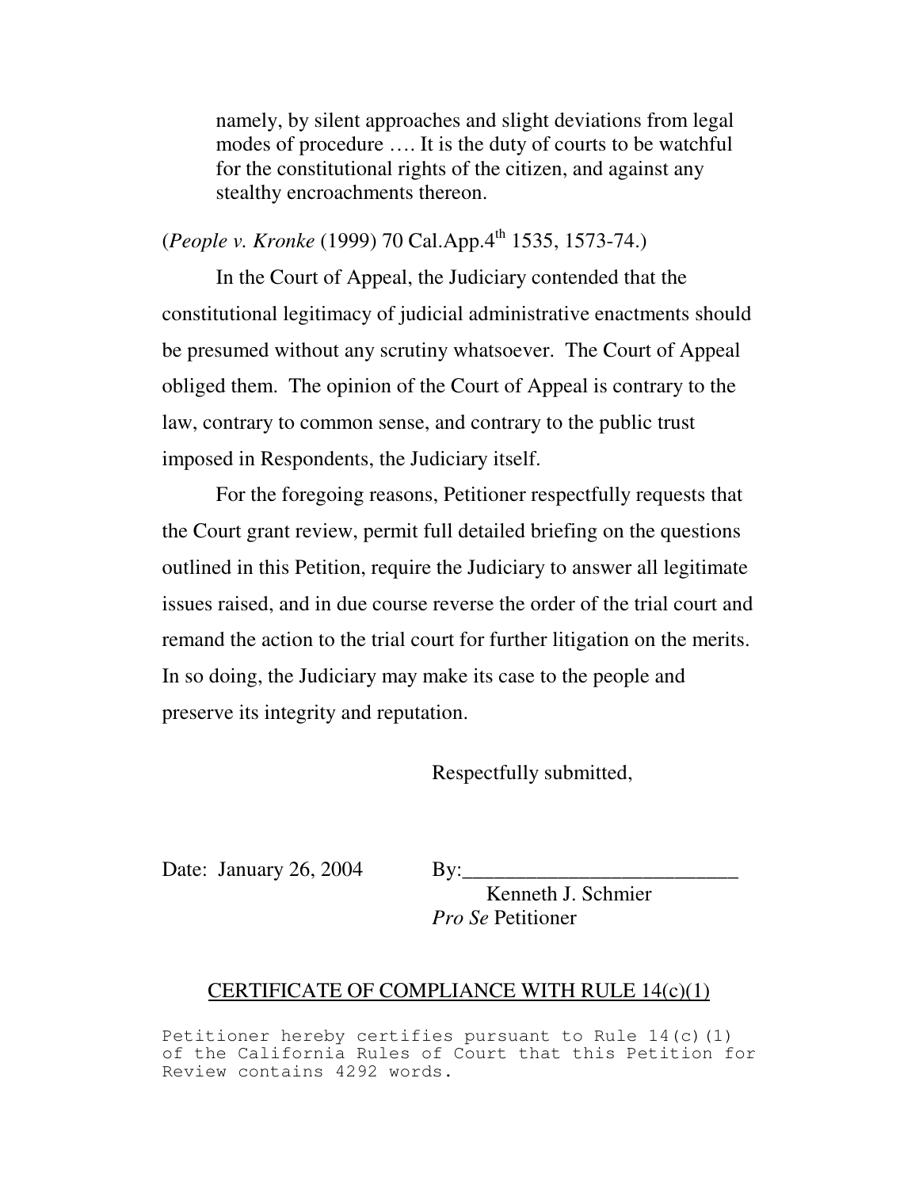> namely, by silent approaches and slight deviations from legal modes of procedure …. It is the duty of courts to be watchful for the constitutional rights of the citizen, and against any stealthy encroachments thereon.

(*People v. Kronke* (1999) 70 Cal.App.4th 1535, 1573-74.)

In the Court of Appeal, the Judiciary contended that the constitutional legitimacy of judicial administrative enactments should be presumed without any scrutiny whatsoever. The Court of Appeal obliged them. The opinion of the Court of Appeal is contrary to the law, contrary to common sense, and contrary to the public trust imposed in Respondents, the Judiciary itself.

For the foregoing reasons, Petitioner respectfully requests that the Court grant review, permit full detailed briefing on the questions outlined in this Petition, require the Judiciary to answer all legitimate issues raised, and in due course reverse the order of the trial court and remand the action to the trial court for further litigation on the merits. In so doing, the Judiciary may make its case to the people and preserve its integrity and reputation.

Respectfully submitted,

Date: January 26, 2004

By:___________________________
Kenneth J. Schmier
*Pro Se* Petitioner

## CERTIFICATE OF COMPLIANCE WITH RULE 14(c)(1)

Petitioner hereby certifies pursuant to Rule 14(c)(1) of the California Rules of Court that this Petition for Review contains 4292 words.